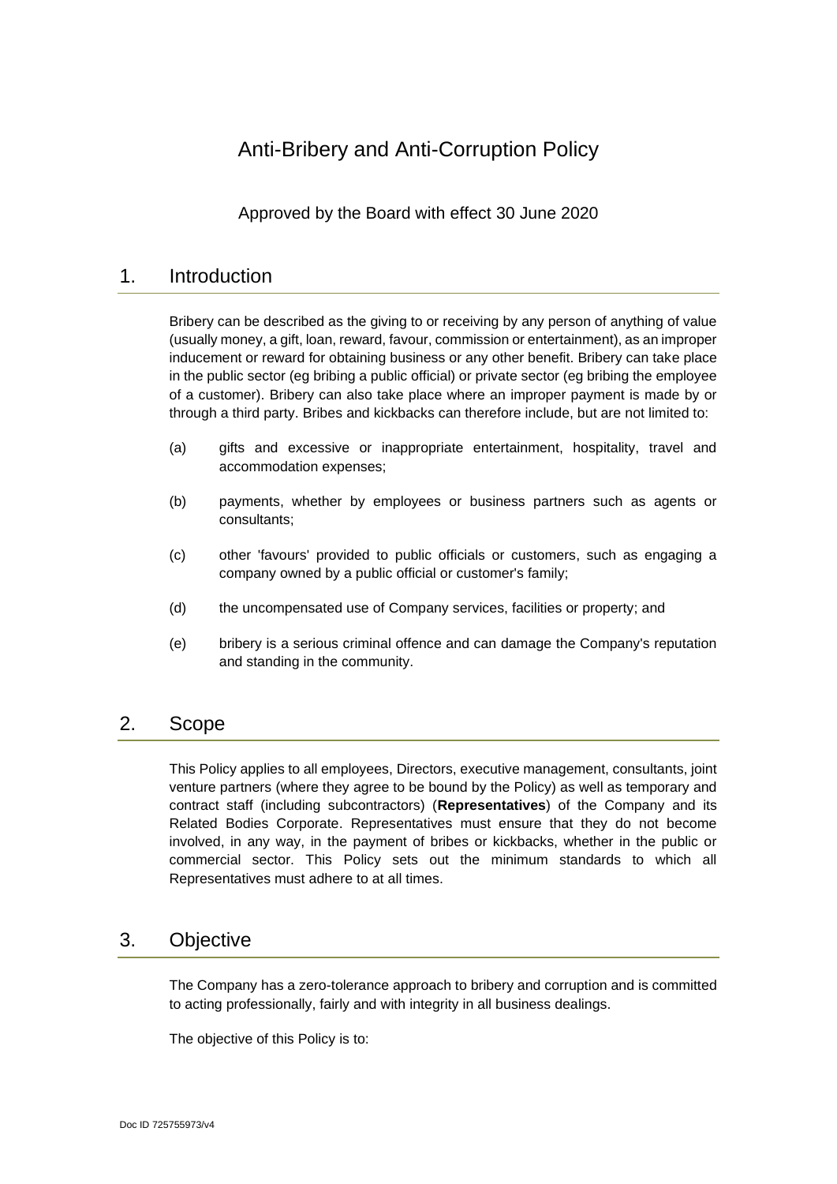# Anti-Bribery and Anti-Corruption Policy

Approved by the Board with effect 30 June 2020

## 1. Introduction

Bribery can be described as the giving to or receiving by any person of anything of value (usually money, a gift, loan, reward, favour, commission or entertainment), as an improper inducement or reward for obtaining business or any other benefit. Bribery can take place in the public sector (eg bribing a public official) or private sector (eg bribing the employee of a customer). Bribery can also take place where an improper payment is made by or through a third party. Bribes and kickbacks can therefore include, but are not limited to:

(a) gifts and excessive or inappropriate entertainment, hospitality, travel and accommodation expenses;

(b) payments, whether by employees or business partners such as agents or consultants;

(c) other 'favours' provided to public officials or customers, such as engaging a company owned by a public official or customer's family;

(d) the uncompensated use of Company services, facilities or property; and

(e) bribery is a serious criminal offence and can damage the Company's reputation and standing in the community.

## 2. Scope

This Policy applies to all employees, Directors, executive management, consultants, joint venture partners (where they agree to be bound by the Policy) as well as temporary and contract staff (including subcontractors) (**Representatives**) of the Company and its Related Bodies Corporate. Representatives must ensure that they do not become involved, in any way, in the payment of bribes or kickbacks, whether in the public or commercial sector. This Policy sets out the minimum standards to which all Representatives must adhere to at all times.

## 3. Objective

The Company has a zero-tolerance approach to bribery and corruption and is committed to acting professionally, fairly and with integrity in all business dealings.

The objective of this Policy is to: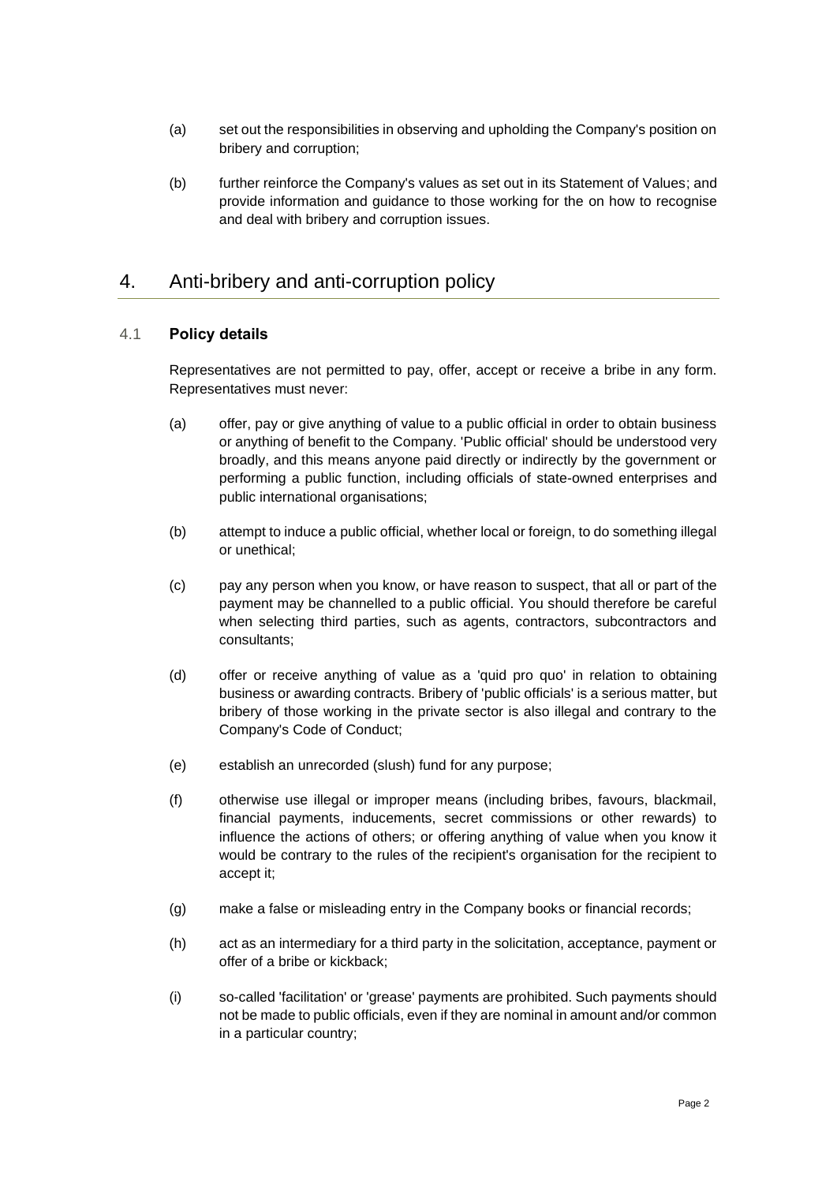(a) set out the responsibilities in observing and upholding the Company's position on bribery and corruption;

(b) further reinforce the Company's values as set out in its Statement of Values; and provide information and guidance to those working for the on how to recognise and deal with bribery and corruption issues.

## 4. Anti-bribery and anti-corruption policy

### 4.1 Policy details

Representatives are not permitted to pay, offer, accept or receive a bribe in any form. Representatives must never:

(a) offer, pay or give anything of value to a public official in order to obtain business or anything of benefit to the Company. 'Public official' should be understood very broadly, and this means anyone paid directly or indirectly by the government or performing a public function, including officials of state-owned enterprises and public international organisations;

(b) attempt to induce a public official, whether local or foreign, to do something illegal or unethical;

(c) pay any person when you know, or have reason to suspect, that all or part of the payment may be channelled to a public official. You should therefore be careful when selecting third parties, such as agents, contractors, subcontractors and consultants;

(d) offer or receive anything of value as a 'quid pro quo' in relation to obtaining business or awarding contracts. Bribery of 'public officials' is a serious matter, but bribery of those working in the private sector is also illegal and contrary to the Company's Code of Conduct;

(e) establish an unrecorded (slush) fund for any purpose;

(f) otherwise use illegal or improper means (including bribes, favours, blackmail, financial payments, inducements, secret commissions or other rewards) to influence the actions of others; or offering anything of value when you know it would be contrary to the rules of the recipient's organisation for the recipient to accept it;

(g) make a false or misleading entry in the Company books or financial records;

(h) act as an intermediary for a third party in the solicitation, acceptance, payment or offer of a bribe or kickback;

(i) so-called 'facilitation' or 'grease' payments are prohibited. Such payments should not be made to public officials, even if they are nominal in amount and/or common in a particular country;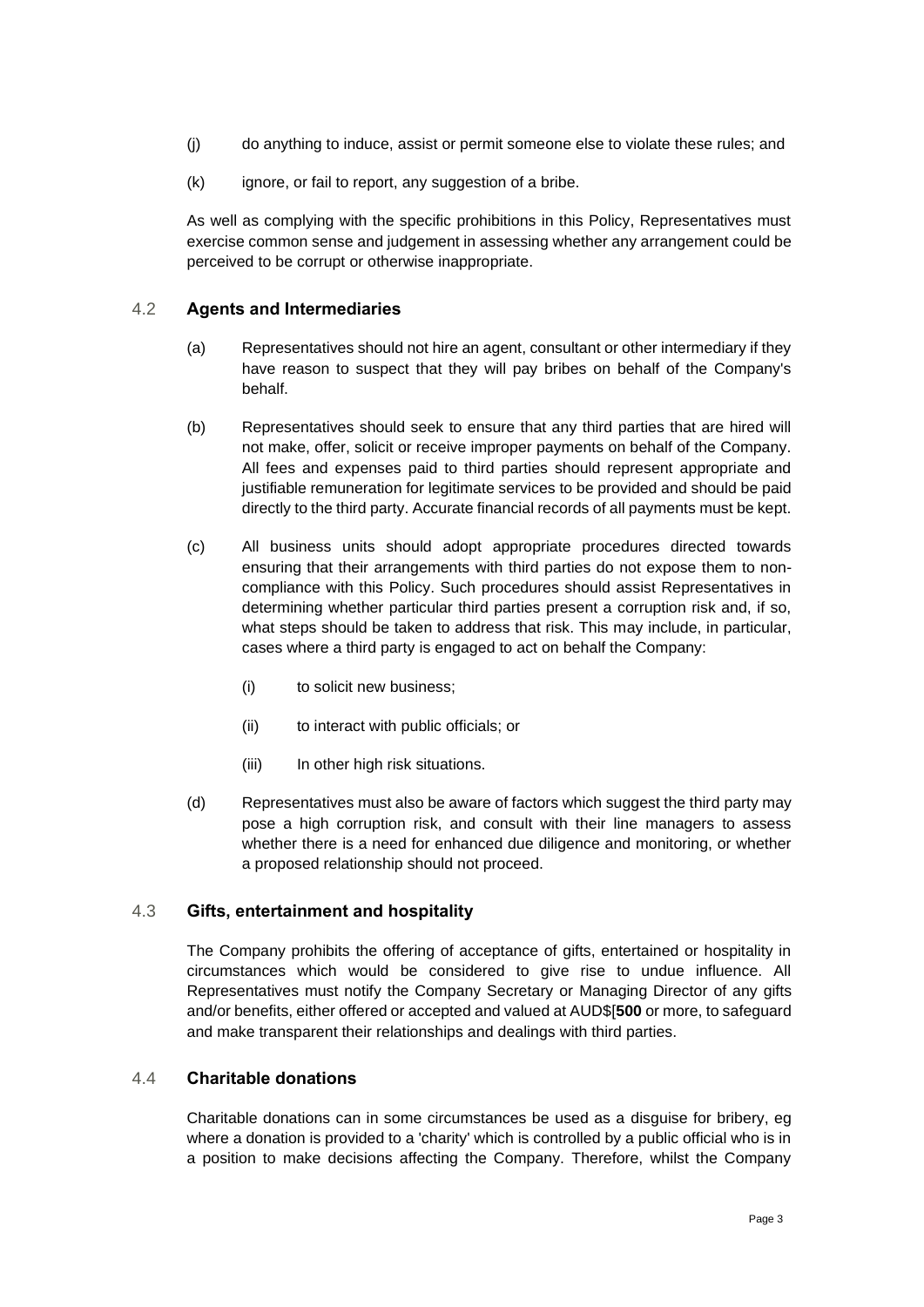(j) do anything to induce, assist or permit someone else to violate these rules; and

(k) ignore, or fail to report, any suggestion of a bribe.

As well as complying with the specific prohibitions in this Policy, Representatives must exercise common sense and judgement in assessing whether any arrangement could be perceived to be corrupt or otherwise inappropriate.

### 4.2 Agents and Intermediaries

(a) Representatives should not hire an agent, consultant or other intermediary if they have reason to suspect that they will pay bribes on behalf of the Company's behalf.

(b) Representatives should seek to ensure that any third parties that are hired will not make, offer, solicit or receive improper payments on behalf of the Company. All fees and expenses paid to third parties should represent appropriate and justifiable remuneration for legitimate services to be provided and should be paid directly to the third party. Accurate financial records of all payments must be kept.

(c) All business units should adopt appropriate procedures directed towards ensuring that their arrangements with third parties do not expose them to non-compliance with this Policy. Such procedures should assist Representatives in determining whether particular third parties present a corruption risk and, if so, what steps should be taken to address that risk. This may include, in particular, cases where a third party is engaged to act on behalf the Company:

   (i) to solicit new business;

   (ii) to interact with public officials; or

   (iii) In other high risk situations.

(d) Representatives must also be aware of factors which suggest the third party may pose a high corruption risk, and consult with their line managers to assess whether there is a need for enhanced due diligence and monitoring, or whether a proposed relationship should not proceed.

### 4.3 Gifts, entertainment and hospitality

The Company prohibits the offering of acceptance of gifts, entertained or hospitality in circumstances which would be considered to give rise to undue influence. All Representatives must notify the Company Secretary or Managing Director of any gifts and/or benefits, either offered or accepted and valued at AUD$[**500** or more, to safeguard and make transparent their relationships and dealings with third parties.

### 4.4 Charitable donations

Charitable donations can in some circumstances be used as a disguise for bribery, eg where a donation is provided to a 'charity' which is controlled by a public official who is in a position to make decisions affecting the Company. Therefore, whilst the Company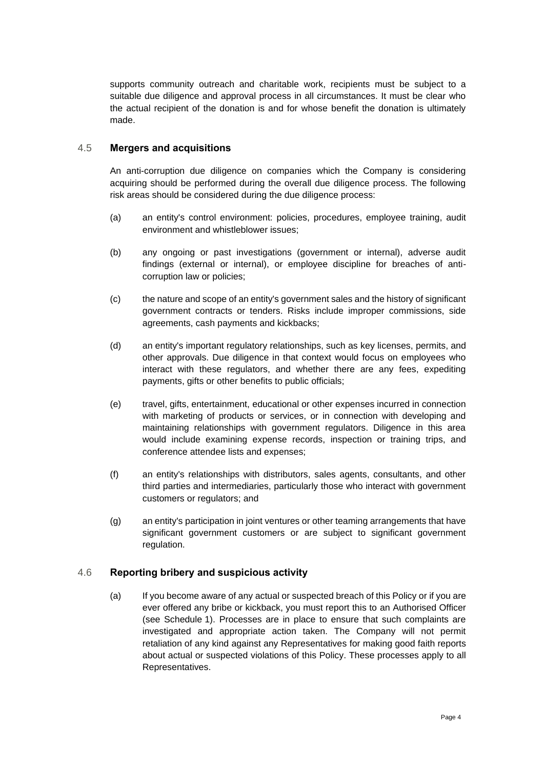supports community outreach and charitable work, recipients must be subject to a suitable due diligence and approval process in all circumstances. It must be clear who the actual recipient of the donation is and for whose benefit the donation is ultimately made.

### 4.5 Mergers and acquisitions

An anti-corruption due diligence on companies which the Company is considering acquiring should be performed during the overall due diligence process. The following risk areas should be considered during the due diligence process:

(a) an entity's control environment: policies, procedures, employee training, audit environment and whistleblower issues;

(b) any ongoing or past investigations (government or internal), adverse audit findings (external or internal), or employee discipline for breaches of anti-corruption law or policies;

(c) the nature and scope of an entity's government sales and the history of significant government contracts or tenders. Risks include improper commissions, side agreements, cash payments and kickbacks;

(d) an entity's important regulatory relationships, such as key licenses, permits, and other approvals. Due diligence in that context would focus on employees who interact with these regulators, and whether there are any fees, expediting payments, gifts or other benefits to public officials;

(e) travel, gifts, entertainment, educational or other expenses incurred in connection with marketing of products or services, or in connection with developing and maintaining relationships with government regulators. Diligence in this area would include examining expense records, inspection or training trips, and conference attendee lists and expenses;

(f) an entity's relationships with distributors, sales agents, consultants, and other third parties and intermediaries, particularly those who interact with government customers or regulators; and

(g) an entity's participation in joint ventures or other teaming arrangements that have significant government customers or are subject to significant government regulation.

### 4.6 Reporting bribery and suspicious activity

(a) If you become aware of any actual or suspected breach of this Policy or if you are ever offered any bribe or kickback, you must report this to an Authorised Officer (see Schedule 1). Processes are in place to ensure that such complaints are investigated and appropriate action taken. The Company will not permit retaliation of any kind against any Representatives for making good faith reports about actual or suspected violations of this Policy. These processes apply to all Representatives.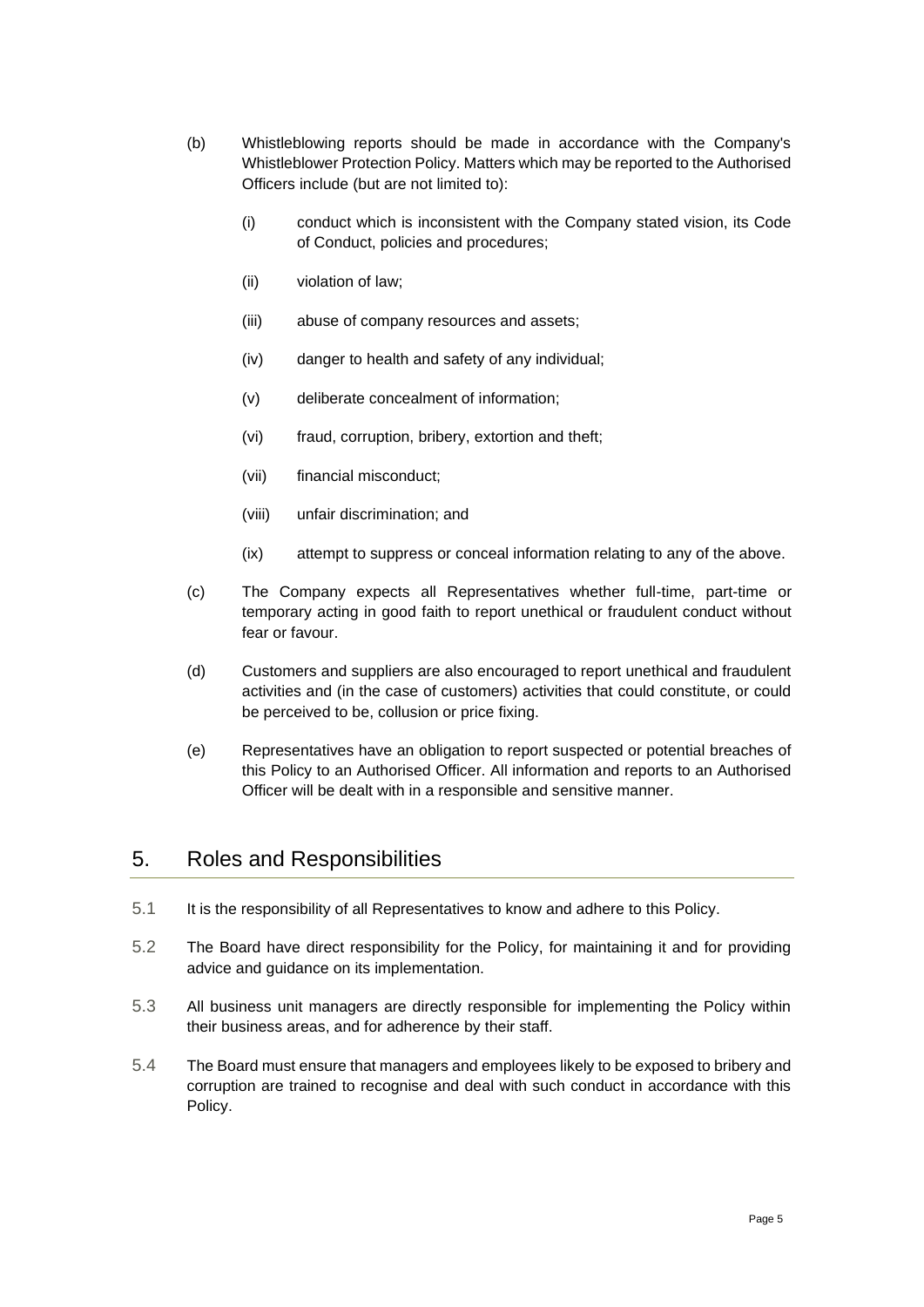(b) Whistleblowing reports should be made in accordance with the Company's Whistleblower Protection Policy. Matters which may be reported to the Authorised Officers include (but are not limited to):

  (i) conduct which is inconsistent with the Company stated vision, its Code of Conduct, policies and procedures;

  (ii) violation of law;

  (iii) abuse of company resources and assets;

  (iv) danger to health and safety of any individual;

  (v) deliberate concealment of information;

  (vi) fraud, corruption, bribery, extortion and theft;

  (vii) financial misconduct;

  (viii) unfair discrimination; and

  (ix) attempt to suppress or conceal information relating to any of the above.

(c) The Company expects all Representatives whether full-time, part-time or temporary acting in good faith to report unethical or fraudulent conduct without fear or favour.

(d) Customers and suppliers are also encouraged to report unethical and fraudulent activities and (in the case of customers) activities that could constitute, or could be perceived to be, collusion or price fixing.

(e) Representatives have an obligation to report suspected or potential breaches of this Policy to an Authorised Officer. All information and reports to an Authorised Officer will be dealt with in a responsible and sensitive manner.

## 5. Roles and Responsibilities

5.1 It is the responsibility of all Representatives to know and adhere to this Policy.

5.2 The Board have direct responsibility for the Policy, for maintaining it and for providing advice and guidance on its implementation.

5.3 All business unit managers are directly responsible for implementing the Policy within their business areas, and for adherence by their staff.

5.4 The Board must ensure that managers and employees likely to be exposed to bribery and corruption are trained to recognise and deal with such conduct in accordance with this Policy.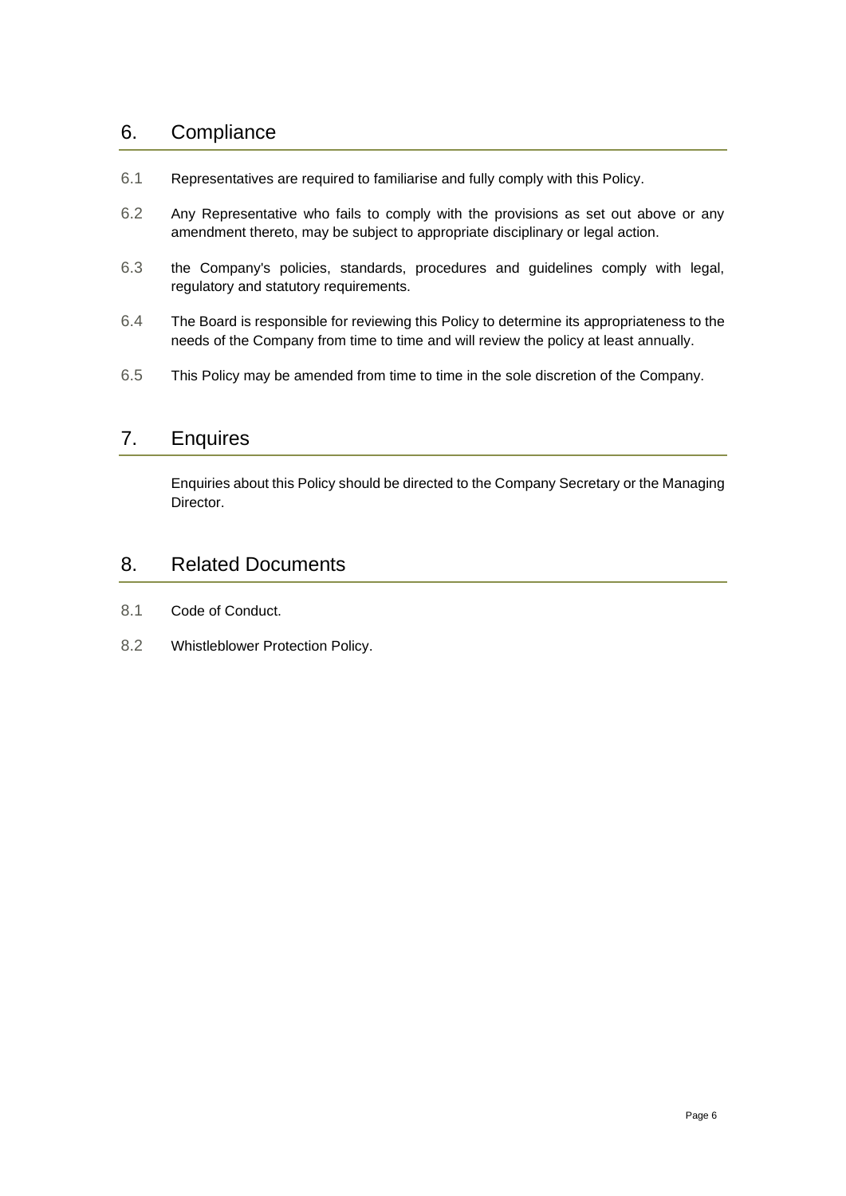## 6. Compliance

6.1 Representatives are required to familiarise and fully comply with this Policy.

6.2 Any Representative who fails to comply with the provisions as set out above or any amendment thereto, may be subject to appropriate disciplinary or legal action.

6.3 the Company's policies, standards, procedures and guidelines comply with legal, regulatory and statutory requirements.

6.4 The Board is responsible for reviewing this Policy to determine its appropriateness to the needs of the Company from time to time and will review the policy at least annually.

6.5 This Policy may be amended from time to time in the sole discretion of the Company.

## 7. Enquires

Enquiries about this Policy should be directed to the Company Secretary or the Managing Director.

## 8. Related Documents

8.1 Code of Conduct.

8.2 Whistleblower Protection Policy.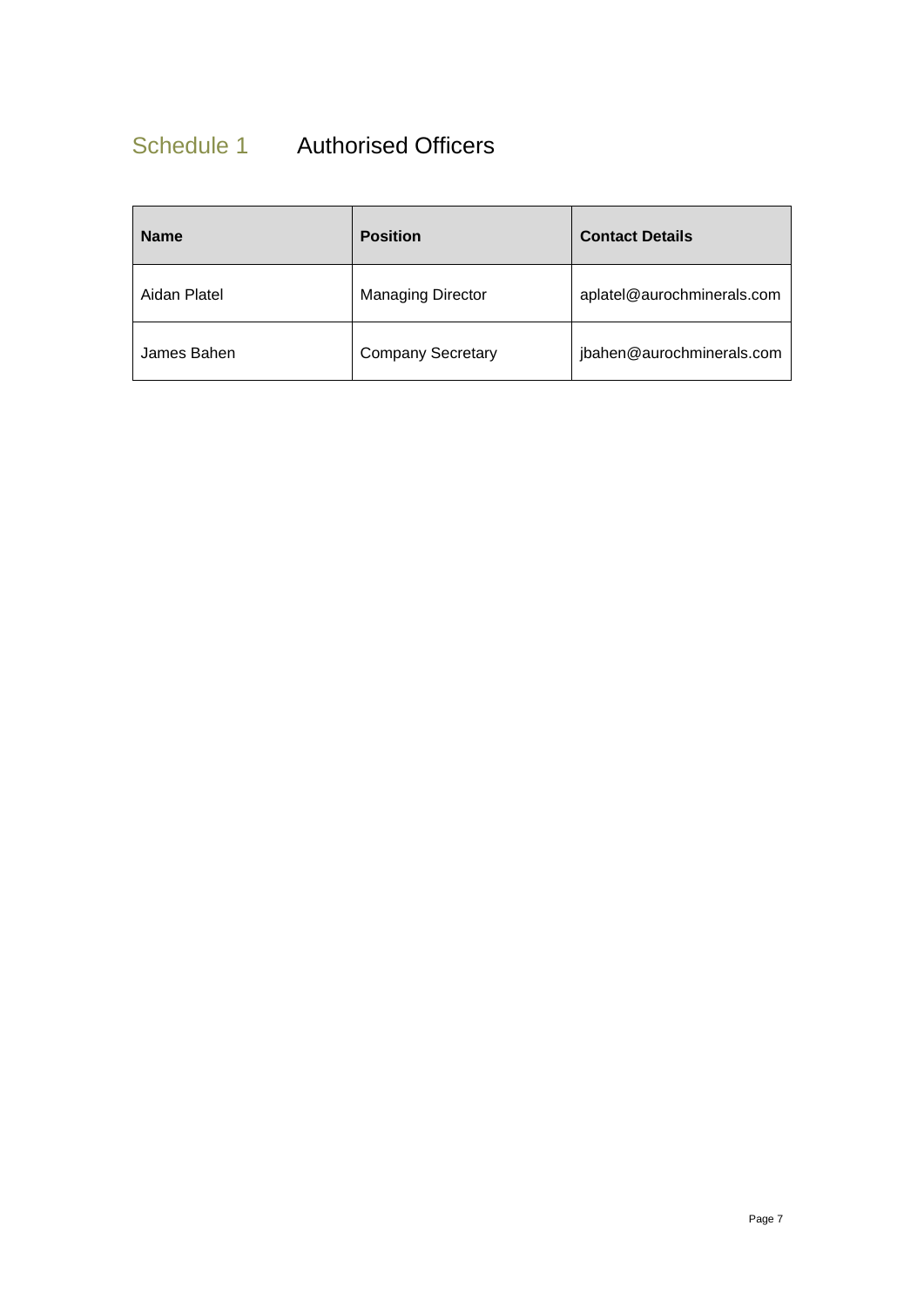# Schedule 1 Authorised Officers

| Name | Position | Contact Details |
| --- | --- | --- |
| Aidan Platel | Managing Director | aplatel@aurochminerals.com |
| James Bahen | Company Secretary | jbahen@aurochminerals.com |